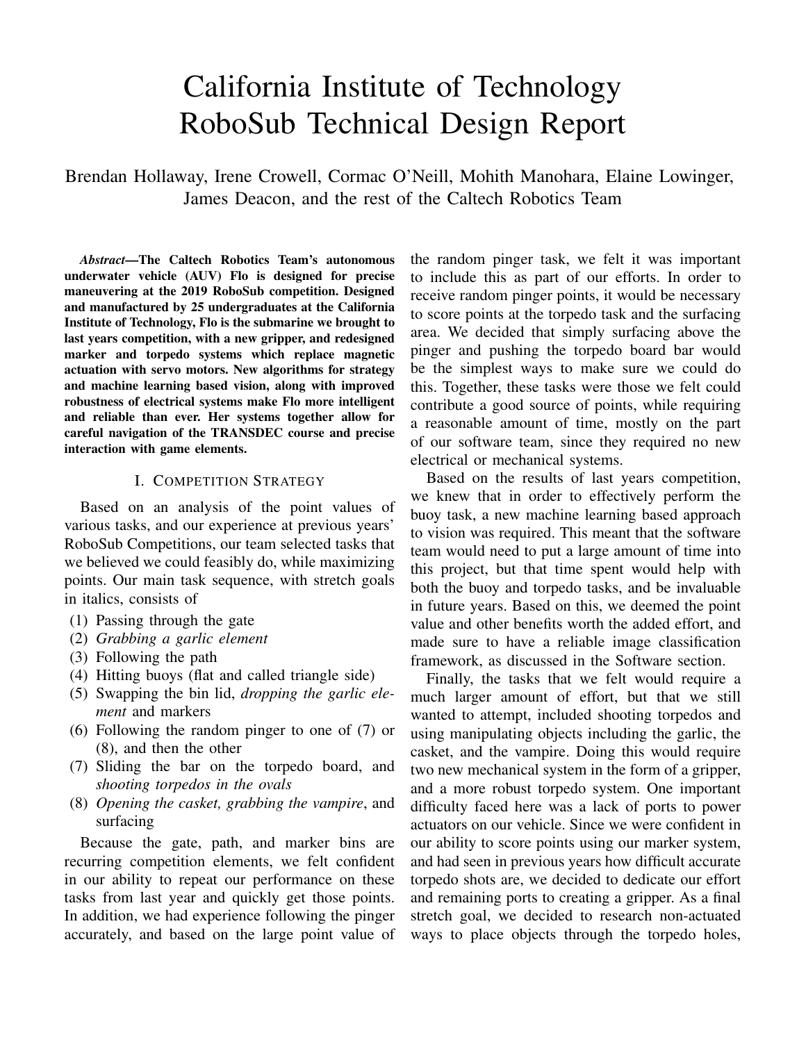# California Institute of Technology RoboSub Technical Design Report

Brendan Hollaway, Irene Crowell, Cormac O'Neill, Mohith Manohara, Elaine Lowinger, James Deacon, and the rest of the Caltech Robotics Team

***Abstract*—The Caltech Robotics Team's autonomous underwater vehicle (AUV) Flo is designed for precise maneuvering at the 2019 RoboSub competition. Designed and manufactured by 25 undergraduates at the California Institute of Technology, Flo is the submarine we brought to last years competition, with a new gripper, and redesigned marker and torpedo systems which replace magnetic actuation with servo motors. New algorithms for strategy and machine learning based vision, along with improved robustness of electrical systems make Flo more intelligent and reliable than ever. Her systems together allow for careful navigation of the TRANSDEC course and precise interaction with game elements.**

## I. Competition Strategy

Based on an analysis of the point values of various tasks, and our experience at previous years' RoboSub Competitions, our team selected tasks that we believed we could feasibly do, while maximizing points. Our main task sequence, with stretch goals in italics, consists of

(1) Passing through the gate
(2) *Grabbing a garlic element*
(3) Following the path
(4) Hitting buoys (flat and called triangle side)
(5) Swapping the bin lid, *dropping the garlic element* and markers
(6) Following the random pinger to one of (7) or (8), and then the other
(7) Sliding the bar on the torpedo board, and *shooting torpedos in the ovals*
(8) *Opening the casket, grabbing the vampire*, and surfacing

Because the gate, path, and marker bins are recurring competition elements, we felt confident in our ability to repeat our performance on these tasks from last year and quickly get those points. In addition, we had experience following the pinger accurately, and based on the large point value of the random pinger task, we felt it was important to include this as part of our efforts. In order to receive random pinger points, it would be necessary to score points at the torpedo task and the surfacing area. We decided that simply surfacing above the pinger and pushing the torpedo board bar would be the simplest ways to make sure we could do this. Together, these tasks were those we felt could contribute a good source of points, while requiring a reasonable amount of time, mostly on the part of our software team, since they required no new electrical or mechanical systems.

Based on the results of last years competition, we knew that in order to effectively perform the buoy task, a new machine learning based approach to vision was required. This meant that the software team would need to put a large amount of time into this project, but that time spent would help with both the buoy and torpedo tasks, and be invaluable in future years. Based on this, we deemed the point value and other benefits worth the added effort, and made sure to have a reliable image classification framework, as discussed in the Software section.

Finally, the tasks that we felt would require a much larger amount of effort, but that we still wanted to attempt, included shooting torpedos and using manipulating objects including the garlic, the casket, and the vampire. Doing this would require two new mechanical system in the form of a gripper, and a more robust torpedo system. One important difficulty faced here was a lack of ports to power actuators on our vehicle. Since we were confident in our ability to score points using our marker system, and had seen in previous years how difficult accurate torpedo shots are, we decided to dedicate our effort and remaining ports to creating a gripper. As a final stretch goal, we decided to research non-actuated ways to place objects through the torpedo holes,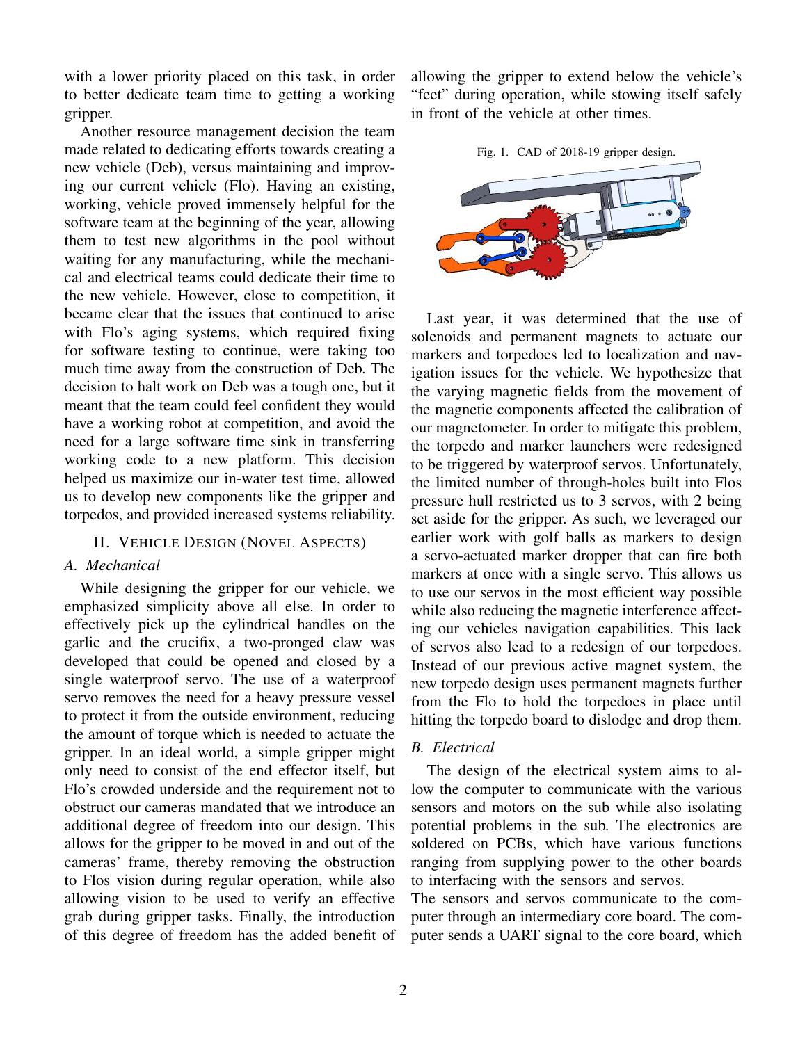with a lower priority placed on this task, in order to better dedicate team time to getting a working gripper.

Another resource management decision the team made related to dedicating efforts towards creating a new vehicle (Deb), versus maintaining and improving our current vehicle (Flo). Having an existing, working, vehicle proved immensely helpful for the software team at the beginning of the year, allowing them to test new algorithms in the pool without waiting for any manufacturing, while the mechanical and electrical teams could dedicate their time to the new vehicle. However, close to competition, it became clear that the issues that continued to arise with Flo's aging systems, which required fixing for software testing to continue, were taking too much time away from the construction of Deb. The decision to halt work on Deb was a tough one, but it meant that the team could feel confident they would have a working robot at competition, and avoid the need for a large software time sink in transferring working code to a new platform. This decision helped us maximize our in-water test time, allowed us to develop new components like the gripper and torpedos, and provided increased systems reliability.

## II. Vehicle Design (Novel Aspects)

### A. Mechanical

While designing the gripper for our vehicle, we emphasized simplicity above all else. In order to effectively pick up the cylindrical handles on the garlic and the crucifix, a two-pronged claw was developed that could be opened and closed by a single waterproof servo. The use of a waterproof servo removes the need for a heavy pressure vessel to protect it from the outside environment, reducing the amount of torque which is needed to actuate the gripper. In an ideal world, a simple gripper might only need to consist of the end effector itself, but Flo's crowded underside and the requirement not to obstruct our cameras mandated that we introduce an additional degree of freedom into our design. This allows for the gripper to be moved in and out of the cameras' frame, thereby removing the obstruction to Flos vision during regular operation, while also allowing vision to be used to verify an effective grab during gripper tasks. Finally, the introduction of this degree of freedom has the added benefit of allowing the gripper to extend below the vehicle's "feet" during operation, while stowing itself safely in front of the vehicle at other times.

Fig. 1. CAD of 2018-19 gripper design.

Last year, it was determined that the use of solenoids and permanent magnets to actuate our markers and torpedoes led to localization and navigation issues for the vehicle. We hypothesize that the varying magnetic fields from the movement of the magnetic components affected the calibration of our magnetometer. In order to mitigate this problem, the torpedo and marker launchers were redesigned to be triggered by waterproof servos. Unfortunately, the limited number of through-holes built into Flos pressure hull restricted us to 3 servos, with 2 being set aside for the gripper. As such, we leveraged our earlier work with golf balls as markers to design a servo-actuated marker dropper that can fire both markers at once with a single servo. This allows us to use our servos in the most efficient way possible while also reducing the magnetic interference affecting our vehicles navigation capabilities. This lack of servos also lead to a redesign of our torpedoes. Instead of our previous active magnet system, the new torpedo design uses permanent magnets further from the Flo to hold the torpedoes in place until hitting the torpedo board to dislodge and drop them.

### B. Electrical

The design of the electrical system aims to allow the computer to communicate with the various sensors and motors on the sub while also isolating potential problems in the sub. The electronics are soldered on PCBs, which have various functions ranging from supplying power to the other boards to interfacing with the sensors and servos.

The sensors and servos communicate to the computer through an intermediary core board. The computer sends a UART signal to the core board, which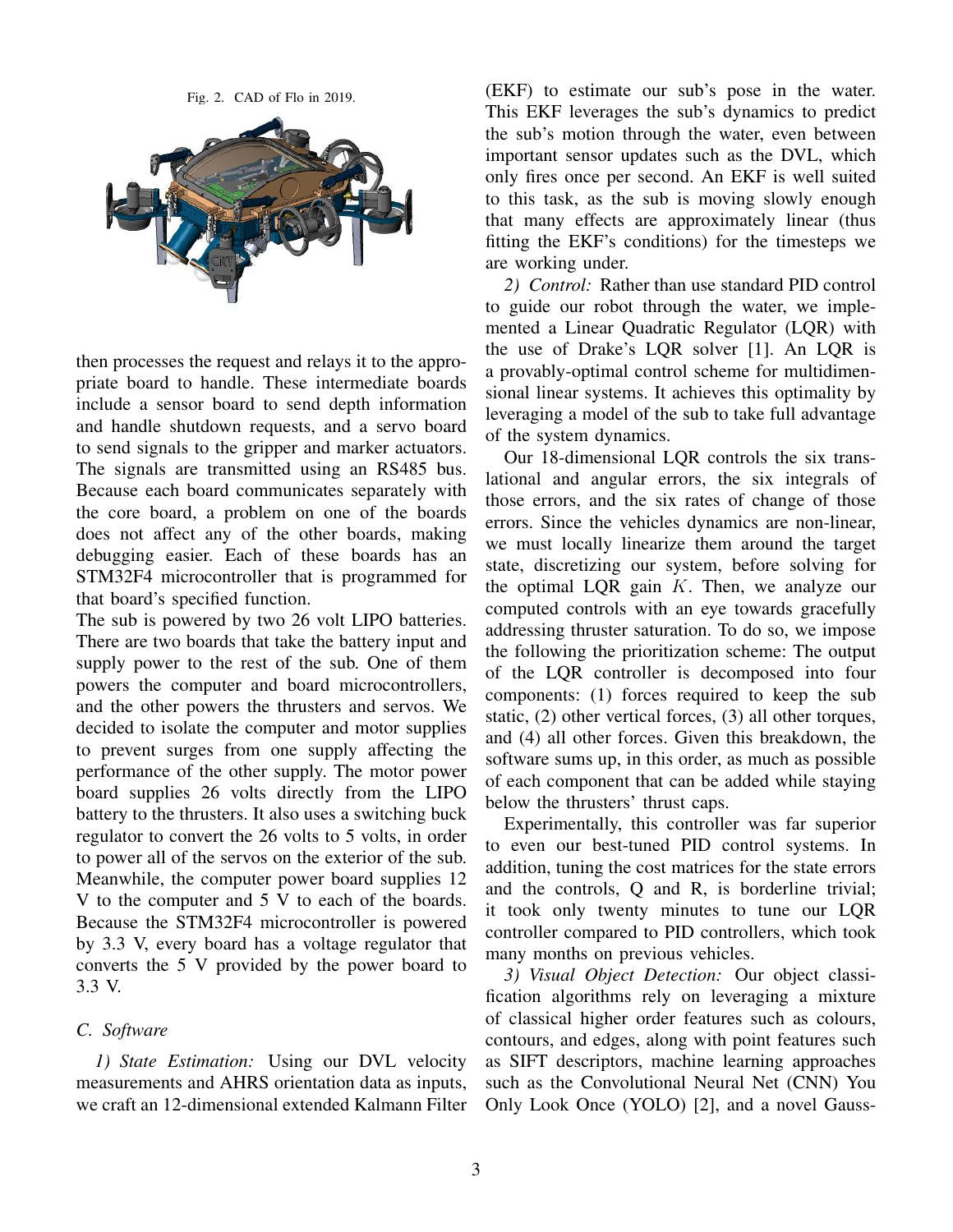Fig. 2. CAD of Flo in 2019.

then processes the request and relays it to the appropriate board to handle. These intermediate boards include a sensor board to send depth information and handle shutdown requests, and a servo board to send signals to the gripper and marker actuators. The signals are transmitted using an RS485 bus. Because each board communicates separately with the core board, a problem on one of the boards does not affect any of the other boards, making debugging easier. Each of these boards has an STM32F4 microcontroller that is programmed for that board's specified function.

The sub is powered by two 26 volt LIPO batteries. There are two boards that take the battery input and supply power to the rest of the sub. One of them powers the computer and board microcontrollers, and the other powers the thrusters and servos. We decided to isolate the computer and motor supplies to prevent surges from one supply affecting the performance of the other supply. The motor power board supplies 26 volts directly from the LIPO battery to the thrusters. It also uses a switching buck regulator to convert the 26 volts to 5 volts, in order to power all of the servos on the exterior of the sub. Meanwhile, the computer power board supplies 12 V to the computer and 5 V to each of the boards. Because the STM32F4 microcontroller is powered by 3.3 V, every board has a voltage regulator that converts the 5 V provided by the power board to 3.3 V.

### C. Software

*1) State Estimation:* Using our DVL velocity measurements and AHRS orientation data as inputs, we craft an 12-dimensional extended Kalmann Filter (EKF) to estimate our sub's pose in the water. This EKF leverages the sub's dynamics to predict the sub's motion through the water, even between important sensor updates such as the DVL, which only fires once per second. An EKF is well suited to this task, as the sub is moving slowly enough that many effects are approximately linear (thus fitting the EKF's conditions) for the timesteps we are working under.

*2) Control:* Rather than use standard PID control to guide our robot through the water, we implemented a Linear Quadratic Regulator (LQR) with the use of Drake's LQR solver [1]. An LQR is a provably-optimal control scheme for multidimensional linear systems. It achieves this optimality by leveraging a model of the sub to take full advantage of the system dynamics.

Our 18-dimensional LQR controls the six translational and angular errors, the six integrals of those errors, and the six rates of change of those errors. Since the vehicles dynamics are non-linear, we must locally linearize them around the target state, discretizing our system, before solving for the optimal LQR gain $K$. Then, we analyze our computed controls with an eye towards gracefully addressing thruster saturation. To do so, we impose the following the prioritization scheme: The output of the LQR controller is decomposed into four components: (1) forces required to keep the sub static, (2) other vertical forces, (3) all other torques, and (4) all other forces. Given this breakdown, the software sums up, in this order, as much as possible of each component that can be added while staying below the thrusters' thrust caps.

Experimentally, this controller was far superior to even our best-tuned PID control systems. In addition, tuning the cost matrices for the state errors and the controls, Q and R, is borderline trivial; it took only twenty minutes to tune our LQR controller compared to PID controllers, which took many months on previous vehicles.

*3) Visual Object Detection:* Our object classification algorithms rely on leveraging a mixture of classical higher order features such as colours, contours, and edges, along with point features such as SIFT descriptors, machine learning approaches such as the Convolutional Neural Net (CNN) You Only Look Once (YOLO) [2], and a novel Gauss-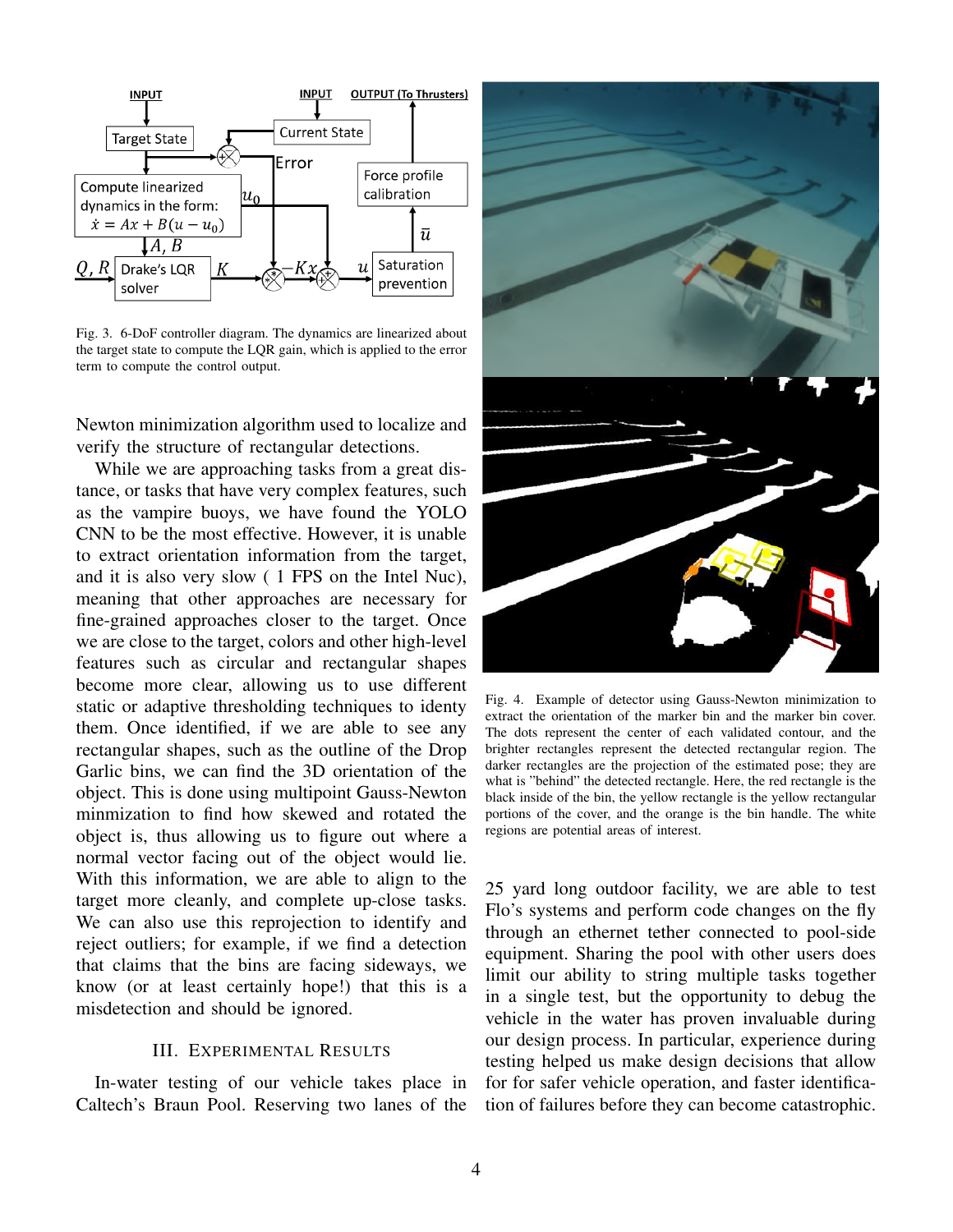Fig. 3. 6-DoF controller diagram. The dynamics are linearized about the target state to compute the LQR gain, which is applied to the error term to compute the control output.

Newton minimization algorithm used to localize and verify the structure of rectangular detections.

While we are approaching tasks from a great distance, or tasks that have very complex features, such as the vampire buoys, we have found the YOLO CNN to be the most effective. However, it is unable to extract orientation information from the target, and it is also very slow ( 1 FPS on the Intel Nuc), meaning that other approaches are necessary for fine-grained approaches closer to the target. Once we are close to the target, colors and other high-level features such as circular and rectangular shapes become more clear, allowing us to use different static or adaptive thresholding techniques to identy them. Once identified, if we are able to see any rectangular shapes, such as the outline of the Drop Garlic bins, we can find the 3D orientation of the object. This is done using multipoint Gauss-Newton minmization to find how skewed and rotated the object is, thus allowing us to figure out where a normal vector facing out of the object would lie. With this information, we are able to align to the target more cleanly, and complete up-close tasks. We can also use this reprojection to identify and reject outliers; for example, if we find a detection that claims that the bins are facing sideways, we know (or at least certainly hope!) that this is a misdetection and should be ignored.

Fig. 4. Example of detector using Gauss-Newton minimization to extract the orientation of the marker bin and the marker bin cover. The dots represent the center of each validated contour, and the brighter rectangles represent the detected rectangular region. The darker rectangles are the projection of the estimated pose; they are what is "behind" the detected rectangle. Here, the red rectangle is the black inside of the bin, the yellow rectangle is the yellow rectangular portions of the cover, and the orange is the bin handle. The white regions are potential areas of interest.

## III. Experimental Results

In-water testing of our vehicle takes place in Caltech's Braun Pool. Reserving two lanes of the 25 yard long outdoor facility, we are able to test Flo's systems and perform code changes on the fly through an ethernet tether connected to pool-side equipment. Sharing the pool with other users does limit our ability to string multiple tasks together in a single test, but the opportunity to debug the vehicle in the water has proven invaluable during our design process. In particular, experience during testing helped us make design decisions that allow for for safer vehicle operation, and faster identification of failures before they can become catastrophic.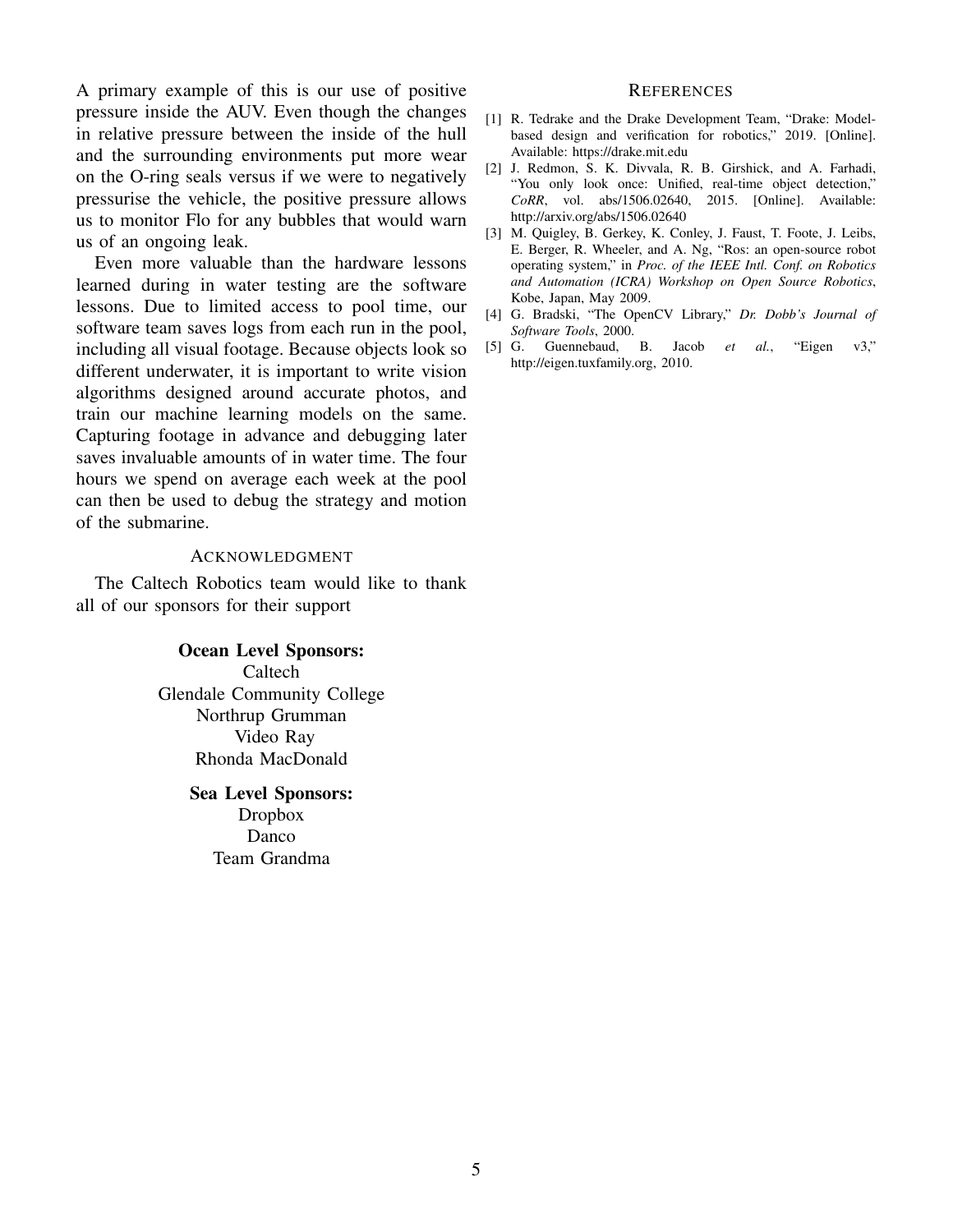A primary example of this is our use of positive pressure inside the AUV. Even though the changes in relative pressure between the inside of the hull and the surrounding environments put more wear on the O-ring seals versus if we were to negatively pressurise the vehicle, the positive pressure allows us to monitor Flo for any bubbles that would warn us of an ongoing leak.

Even more valuable than the hardware lessons learned during in water testing are the software lessons. Due to limited access to pool time, our software team saves logs from each run in the pool, including all visual footage. Because objects look so different underwater, it is important to write vision algorithms designed around accurate photos, and train our machine learning models on the same. Capturing footage in advance and debugging later saves invaluable amounts of in water time. The four hours we spend on average each week at the pool can then be used to debug the strategy and motion of the submarine.

## ACKNOWLEDGMENT

The Caltech Robotics team would like to thank all of our sponsors for their support

**Ocean Level Sponsors:**

Caltech

Glendale Community College

Northrup Grumman

Video Ray

Rhonda MacDonald

**Sea Level Sponsors:**

Dropbox

Danco

Team Grandma

## REFERENCES

[1] R. Tedrake and the Drake Development Team, "Drake: Model-based design and verification for robotics," 2019. [Online]. Available: https://drake.mit.edu

[2] J. Redmon, S. K. Divvala, R. B. Girshick, and A. Farhadi, "You only look once: Unified, real-time object detection," *CoRR*, vol. abs/1506.02640, 2015. [Online]. Available: http://arxiv.org/abs/1506.02640

[3] M. Quigley, B. Gerkey, K. Conley, J. Faust, T. Foote, J. Leibs, E. Berger, R. Wheeler, and A. Ng, "Ros: an open-source robot operating system," in *Proc. of the IEEE Intl. Conf. on Robotics and Automation (ICRA) Workshop on Open Source Robotics*, Kobe, Japan, May 2009.

[4] G. Bradski, "The OpenCV Library," *Dr. Dobb's Journal of Software Tools*, 2000.

[5] G. Guennebaud, B. Jacob *et al.*, "Eigen v3," http://eigen.tuxfamily.org, 2010.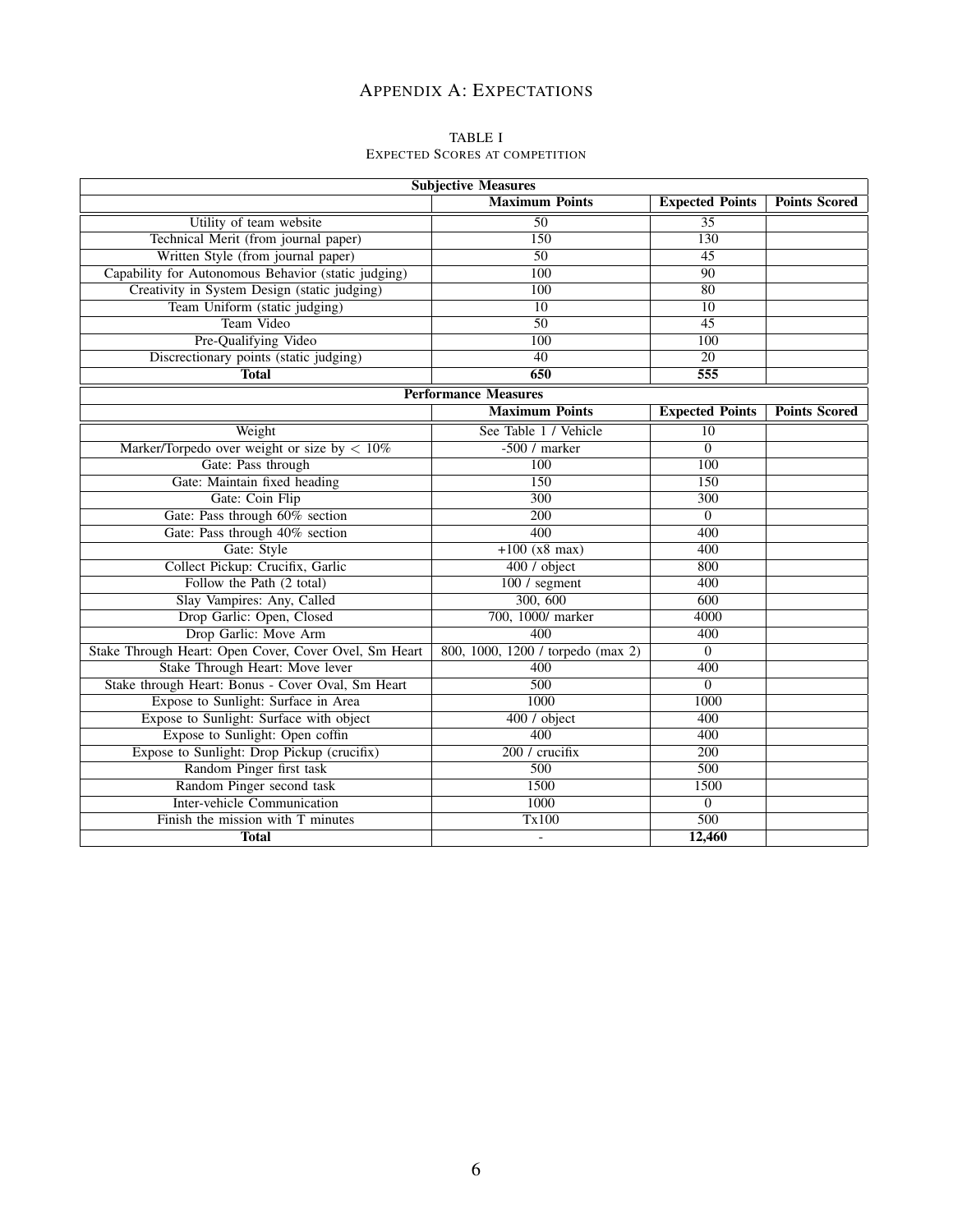# Appendix A: Expectations

TABLE I
Expected Scores at competition

| Subjective Measures | | | |
|---|---|---|---|
| | **Maximum Points** | **Expected Points** | **Points Scored** |
| Utility of team website | 50 | 35 | |
| Technical Merit (from journal paper) | 150 | 130 | |
| Written Style (from journal paper) | 50 | 45 | |
| Capability for Autonomous Behavior (static judging) | 100 | 90 | |
| Creativity in System Design (static judging) | 100 | 80 | |
| Team Uniform (static judging) | 10 | 10 | |
| Team Video | 50 | 45 | |
| Pre-Qualifying Video | 100 | 100 | |
| Discrectionary points (static judging) | 40 | 20 | |
| **Total** | **650** | **555** | |
| **Performance Measures** | | | |
| | **Maximum Points** | **Expected Points** | **Points Scored** |
| Weight | See Table 1 / Vehicle | 10 | |
| Marker/Torpedo over weight or size by $< 10\%$ | -500 / marker | 0 | |
| Gate: Pass through | 100 | 100 | |
| Gate: Maintain fixed heading | 150 | 150 | |
| Gate: Coin Flip | 300 | 300 | |
| Gate: Pass through 60% section | 200 | 0 | |
| Gate: Pass through 40% section | 400 | 400 | |
| Gate: Style | +100 (x8 max) | 400 | |
| Collect Pickup: Crucifix, Garlic | 400 / object | 800 | |
| Follow the Path (2 total) | 100 / segment | 400 | |
| Slay Vampires: Any, Called | 300, 600 | 600 | |
| Drop Garlic: Open, Closed | 700, 1000/ marker | 4000 | |
| Drop Garlic: Move Arm | 400 | 400 | |
| Stake Through Heart: Open Cover, Cover Ovel, Sm Heart | 800, 1000, 1200 / torpedo (max 2) | 0 | |
| Stake Through Heart: Move lever | 400 | 400 | |
| Stake through Heart: Bonus - Cover Oval, Sm Heart | 500 | 0 | |
| Expose to Sunlight: Surface in Area | 1000 | 1000 | |
| Expose to Sunlight: Surface with object | 400 / object | 400 | |
| Expose to Sunlight: Open coffin | 400 | 400 | |
| Expose to Sunlight: Drop Pickup (crucifix) | 200 / crucifix | 200 | |
| Random Pinger first task | 500 | 500 | |
| Random Pinger second task | 1500 | 1500 | |
| Inter-vehicle Communication | 1000 | 0 | |
| Finish the mission with T minutes | Tx100 | 500 | |
| **Total** | - | **12,460** | |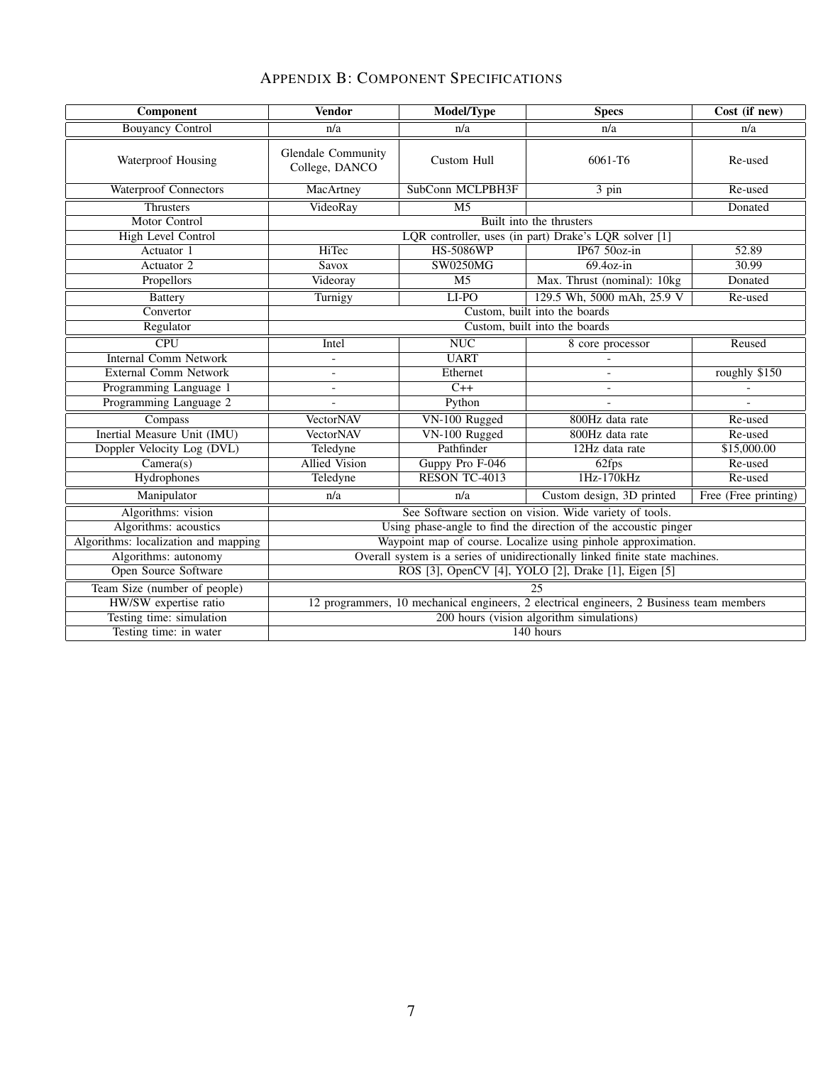## Appendix B: Component Specifications

| Component | Vendor | Model/Type | Specs | Cost (if new) |
|---|---|---|---|---|
| Bouyancy Control | n/a | n/a | n/a | n/a |
| Waterproof Housing | Glendale Community College, DANCO | Custom Hull | 6061-T6 | Re-used |
| Waterproof Connectors | MacArtney | SubConn MCLPBH3F | 3 pin | Re-used |
| Thrusters | VideoRay | M5 | | Donated |
| Motor Control | Built into the thrusters | | | |
| High Level Control | LQR controller, uses (in part) Drake's LQR solver [1] | | | |
| Actuator 1 | HiTec | HS-5086WP | IP67 50oz-in | 52.89 |
| Actuator 2 | Savox | SW0250MG | 69.4oz-in | 30.99 |
| Propellors | Videoray | M5 | Max. Thrust (nominal): 10kg | Donated |
| Battery | Turnigy | LI-PO | 129.5 Wh, 5000 mAh, 25.9 V | Re-used |
| Convertor | Custom, built into the boards | | | |
| Regulator | Custom, built into the boards | | | |
| CPU | Intel | NUC | 8 core processor | Reused |
| Internal Comm Network | - | UART | - | |
| External Comm Network | - | Ethernet | - | roughly $150 |
| Programming Language 1 | - | C++ | - | - |
| Programming Language 2 | - | Python | - | - |
| Compass | VectorNAV | VN-100 Rugged | 800Hz data rate | Re-used |
| Inertial Measure Unit (IMU) | VectorNAV | VN-100 Rugged | 800Hz data rate | Re-used |
| Doppler Velocity Log (DVL) | Teledyne | Pathfinder | 12Hz data rate | $15,000.00 |
| Camera(s) | Allied Vision | Guppy Pro F-046 | 62fps | Re-used |
| Hydrophones | Teledyne | RESON TC-4013 | 1Hz-170kHz | Re-used |
| Manipulator | n/a | n/a | Custom design, 3D printed | Free (Free printing) |
| Algorithms: vision | See Software section on vision. Wide variety of tools. | | | |
| Algorithms: acoustics | Using phase-angle to find the direction of the accoustic pinger | | | |
| Algorithms: localization and mapping | Waypoint map of course. Localize using pinhole approximation. | | | |
| Algorithms: autonomy | Overall system is a series of unidirectionally linked finite state machines. | | | |
| Open Source Software | ROS [3], OpenCV [4], YOLO [2], Drake [1], Eigen [5] | | | |
| Team Size (number of people) | 25 | | | |
| HW/SW expertise ratio | 12 programmers, 10 mechanical engineers, 2 electrical engineers, 2 Business team members | | | |
| Testing time: simulation | 200 hours (vision algorithm simulations) | | | |
| Testing time: in water | 140 hours | | | |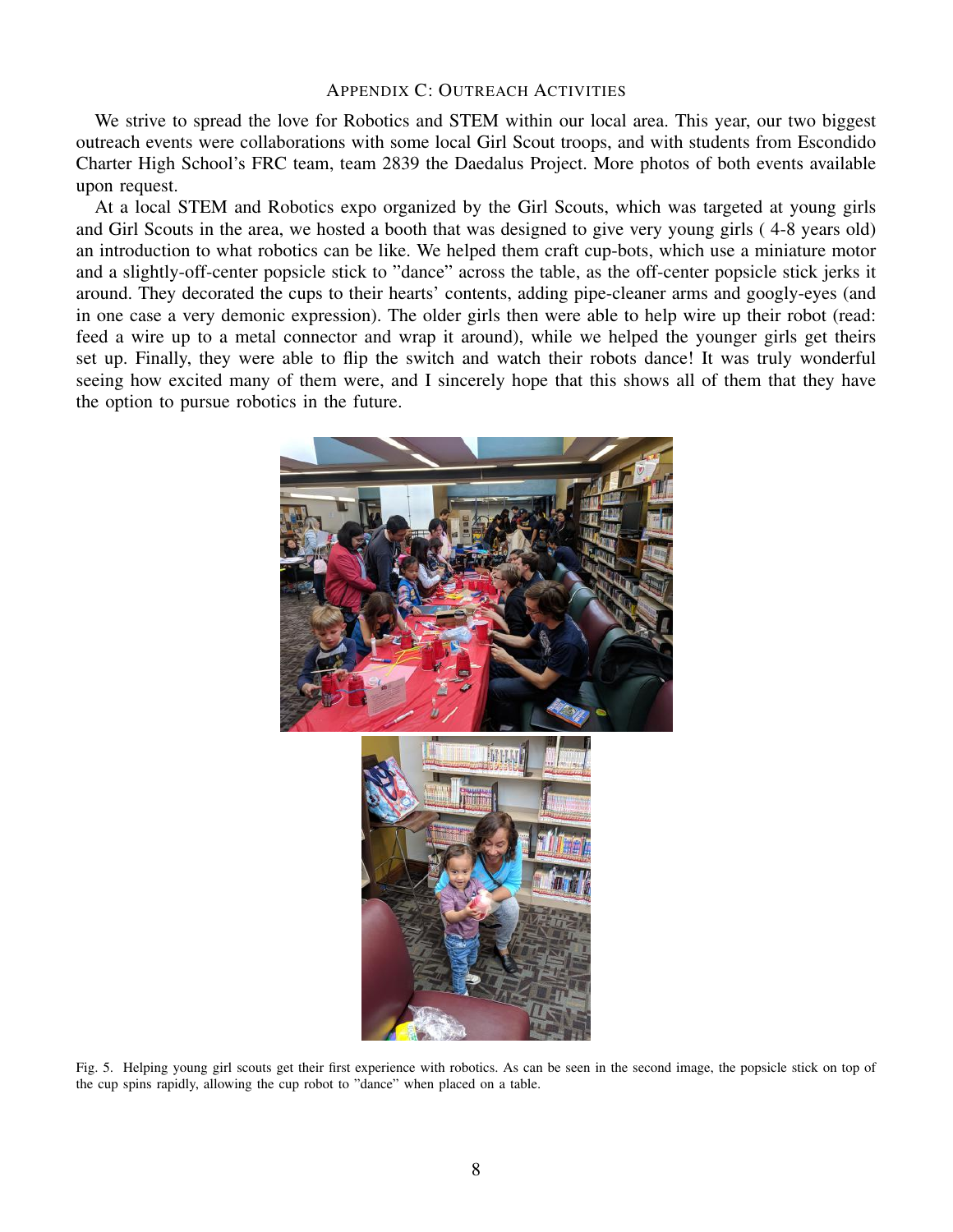## Appendix C: Outreach Activities

We strive to spread the love for Robotics and STEM within our local area. This year, our two biggest outreach events were collaborations with some local Girl Scout troops, and with students from Escondido Charter High School's FRC team, team 2839 the Daedalus Project. More photos of both events available upon request.

At a local STEM and Robotics expo organized by the Girl Scouts, which was targeted at young girls and Girl Scouts in the area, we hosted a booth that was designed to give very young girls ( 4-8 years old) an introduction to what robotics can be like. We helped them craft cup-bots, which use a miniature motor and a slightly-off-center popsicle stick to "dance" across the table, as the off-center popsicle stick jerks it around. They decorated the cups to their hearts' contents, adding pipe-cleaner arms and googly-eyes (and in one case a very demonic expression). The older girls then were able to help wire up their robot (read: feed a wire up to a metal connector and wrap it around), while we helped the younger girls get theirs set up. Finally, they were able to flip the switch and watch their robots dance! It was truly wonderful seeing how excited many of them were, and I sincerely hope that this shows all of them that they have the option to pursue robotics in the future.

Fig. 5. Helping young girl scouts get their first experience with robotics. As can be seen in the second image, the popsicle stick on top of the cup spins rapidly, allowing the cup robot to "dance" when placed on a table.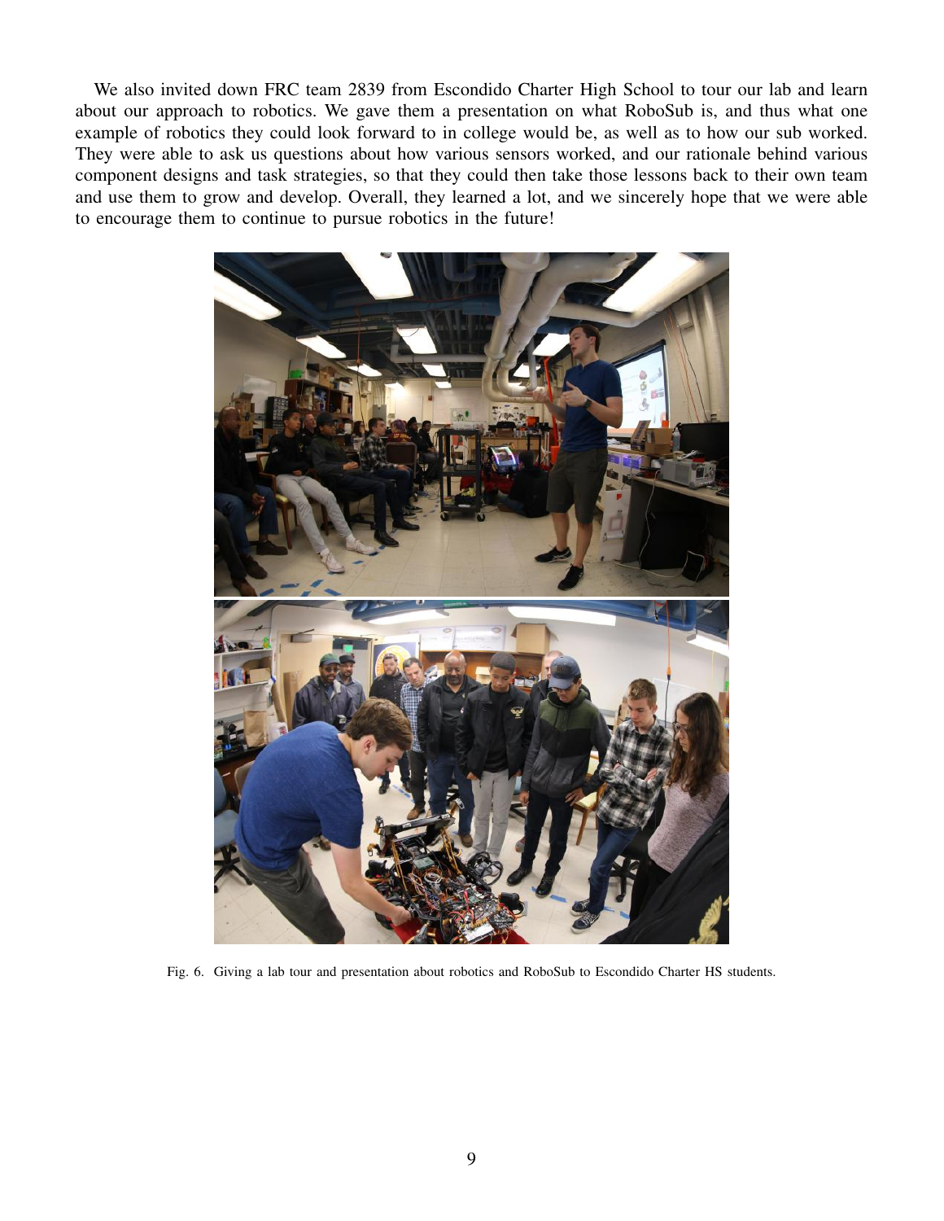We also invited down FRC team 2839 from Escondido Charter High School to tour our lab and learn about our approach to robotics. We gave them a presentation on what RoboSub is, and thus what one example of robotics they could look forward to in college would be, as well as to how our sub worked. They were able to ask us questions about how various sensors worked, and our rationale behind various component designs and task strategies, so that they could then take those lessons back to their own team and use them to grow and develop. Overall, they learned a lot, and we sincerely hope that we were able to encourage them to continue to pursue robotics in the future!

Fig. 6. Giving a lab tour and presentation about robotics and RoboSub to Escondido Charter HS students.